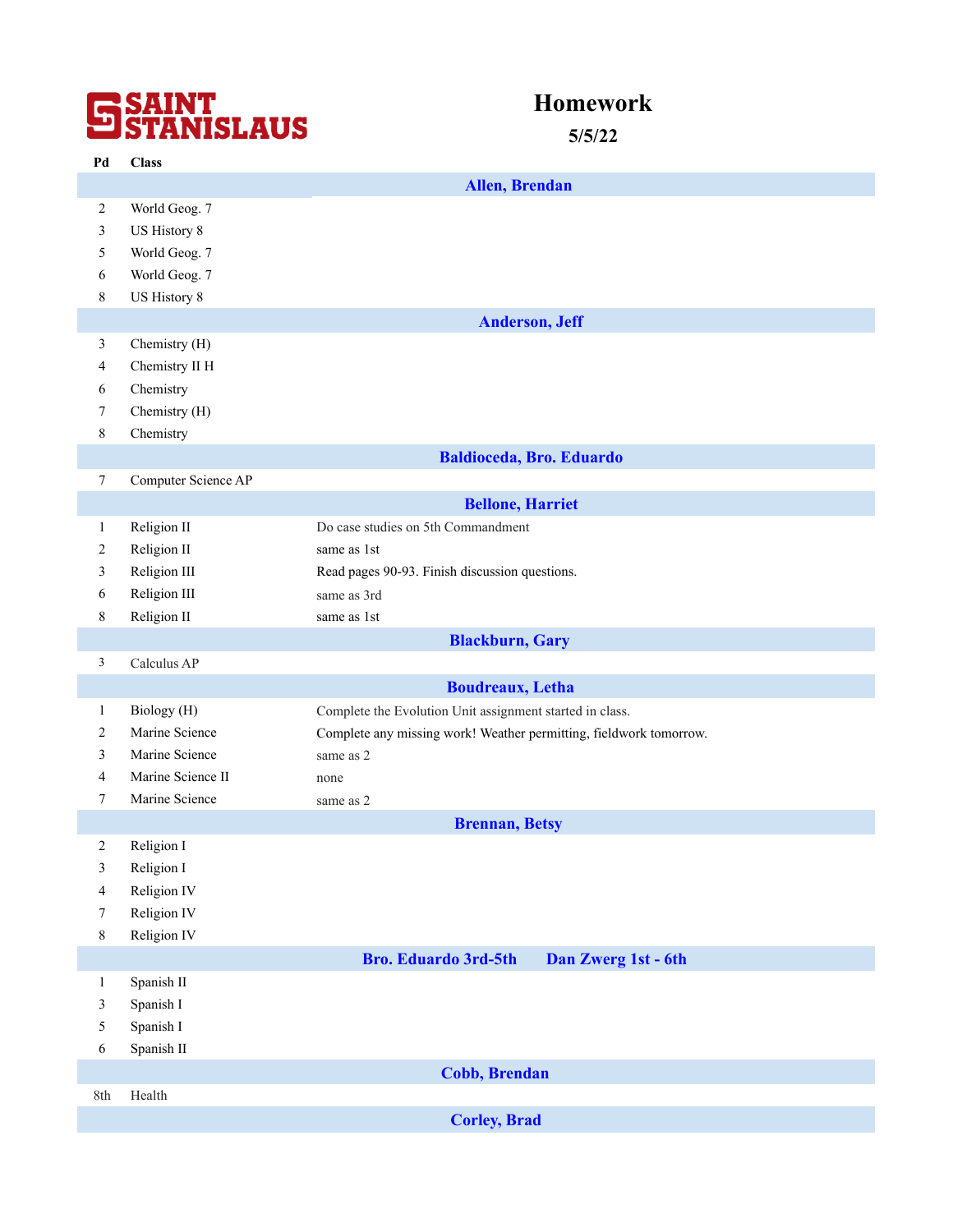SAINT STANISLAUS

# Homework

**5/5/22**

| Pd | Class | |
|---|---|---|
| | | **Allen, Brendan** |
| 2 | World Geog. 7 | |
| 3 | US History 8 | |
| 5 | World Geog. 7 | |
| 6 | World Geog. 7 | |
| 8 | US History 8 | |
| | | **Anderson, Jeff** |
| 3 | Chemistry (H) | |
| 4 | Chemistry II H | |
| 6 | Chemistry | |
| 7 | Chemistry (H) | |
| 8 | Chemistry | |
| | | **Baldioceda, Bro. Eduardo** |
| 7 | Computer Science AP | |
| | | **Bellone, Harriet** |
| 1 | Religion II | Do case studies on 5th Commandment |
| 2 | Religion II | same as 1st |
| 3 | Religion III | Read pages 90-93. Finish discussion questions. |
| 6 | Religion III | same as 3rd |
| 8 | Religion II | same as 1st |
| | | **Blackburn, Gary** |
| 3 | Calculus AP | |
| | | **Boudreaux, Letha** |
| 1 | Biology (H) | Complete the Evolution Unit assignment started in class. |
| 2 | Marine Science | Complete any missing work! Weather permitting, fieldwork tomorrow. |
| 3 | Marine Science | same as 2 |
| 4 | Marine Science II | none |
| 7 | Marine Science | same as 2 |
| | | **Brennan, Betsy** |
| 2 | Religion I | |
| 3 | Religion I | |
| 4 | Religion IV | |
| 7 | Religion IV | |
| 8 | Religion IV | |
| | | **Bro. Eduardo 3rd-5th Dan Zwerg 1st - 6th** |
| 1 | Spanish II | |
| 3 | Spanish I | |
| 5 | Spanish I | |
| 6 | Spanish II | |
| | | **Cobb, Brendan** |
| 8th | Health | |
| | | **Corley, Brad** |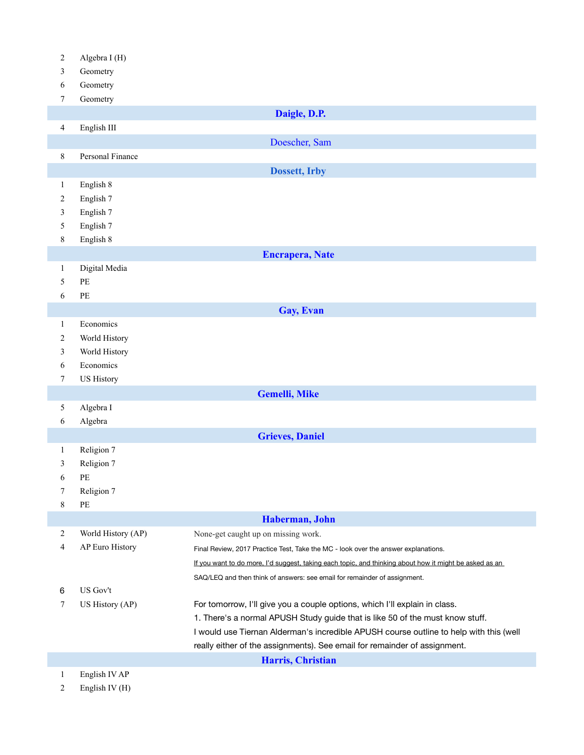| | | |
|---|---|---|
| 2 | Algebra I (H) | |
| 3 | Geometry | |
| 6 | Geometry | |
| 7 | Geometry | |

**Daigle, D.P.**

| | | |
|---|---|---|
| 4 | English III | |

**Doescher, Sam**

| | | |
|---|---|---|
| 8 | Personal Finance | |

**Dossett, Irby**

| | | |
|---|---|---|
| 1 | English 8 | |
| 2 | English 7 | |
| 3 | English 7 | |
| 5 | English 7 | |
| 8 | English 8 | |

**Encrapera, Nate**

| | | |
|---|---|---|
| 1 | Digital Media | |
| 5 | PE | |
| 6 | PE | |

**Gay, Evan**

| | | |
|---|---|---|
| 1 | Economics | |
| 2 | World History | |
| 3 | World History | |
| 6 | Economics | |
| 7 | US History | |

**Gemelli, Mike**

| | | |
|---|---|---|
| 5 | Algebra I | |
| 6 | Algebra | |

**Grieves, Daniel**

| | | |
|---|---|---|
| 1 | Religion 7 | |
| 3 | Religion 7 | |
| 6 | PE | |
| 7 | Religion 7 | |
| 8 | PE | |

**Haberman, John**

| | | |
|---|---|---|
| 2 | World History (AP) | None-get caught up on missing work. |
| 4 | AP Euro History | Final Review, 2017 Practice Test, Take the MC - look over the answer explanations. If you want to do more, I'd suggest, taking each topic, and thinking about how it might be asked as an SAQ/LEQ and then think of answers: see email for remainder of assignment. |
| 6 | US Gov't | |
| 7 | US History (AP) | For tomorrow, I'll give you a couple options, which I'll explain in class. 1. There's a normal APUSH Study guide that is like 50 of the must know stuff. I would use Tiernan Alderman's incredible APUSH course outline to help with this (well really either of the assignments). See email for remainder of assignment. |

**Harris, Christian**

| | | |
|---|---|---|
| 1 | English IV AP | |
| 2 | English IV (H) | |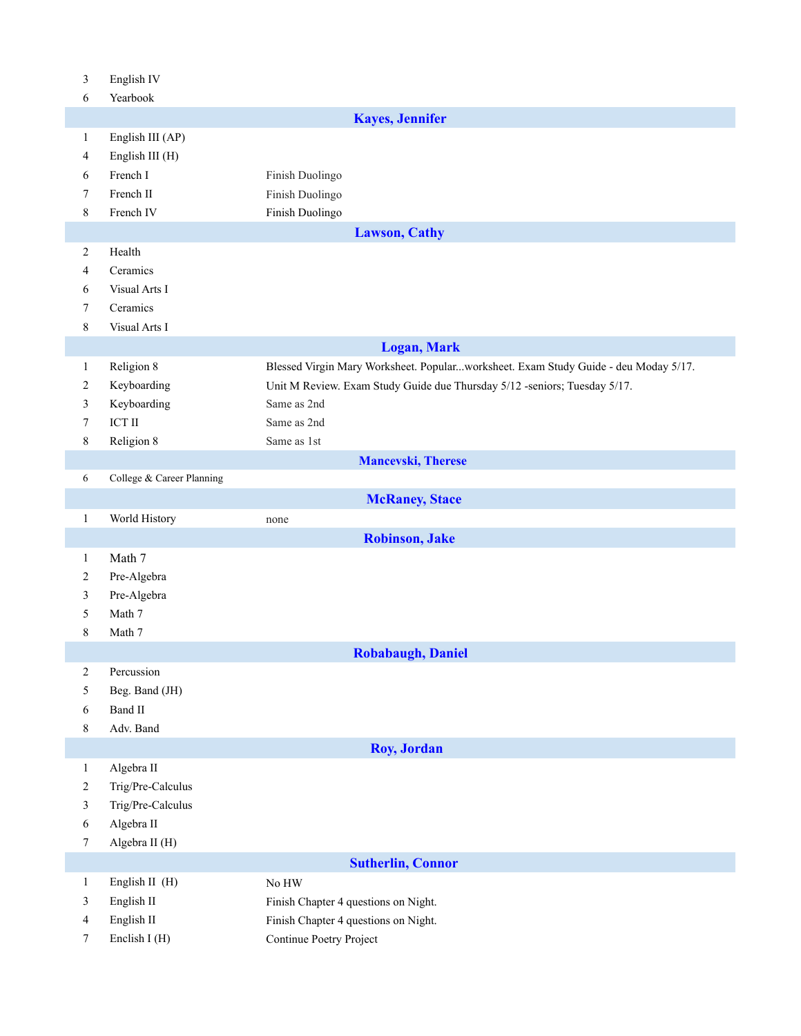| | | |
|---|---|---|
| 3 | English IV | |
| 6 | Yearbook | |

| **Kayes, Jennifer** | | |
|---|---|---|
| 1 | English III (AP) | |
| 4 | English III (H) | |
| 6 | French I | Finish Duolingo |
| 7 | French II | Finish Duolingo |
| 8 | French IV | Finish Duolingo |

| **Lawson, Cathy** | | |
|---|---|---|
| 2 | Health | |
| 4 | Ceramics | |
| 6 | Visual Arts I | |
| 7 | Ceramics | |
| 8 | Visual Arts I | |

| **Logan, Mark** | | |
|---|---|---|
| 1 | Religion 8 | Blessed Virgin Mary Worksheet. Popular...worksheet. Exam Study Guide - deu Moday 5/17. |
| 2 | Keyboarding | Unit M Review. Exam Study Guide due Thursday 5/12 -seniors; Tuesday 5/17. |
| 3 | Keyboarding | Same as 2nd |
| 7 | ICT II | Same as 2nd |
| 8 | Religion 8 | Same as 1st |

| **Mancevski, Therese** | | |
|---|---|---|
| 6 | College & Career Planning | |

| **McRaney, Stace** | | |
|---|---|---|
| 1 | World History | none |

| **Robinson, Jake** | | |
|---|---|---|
| 1 | Math 7 | |
| 2 | Pre-Algebra | |
| 3 | Pre-Algebra | |
| 5 | Math 7 | |
| 8 | Math 7 | |

| **Robabaugh, Daniel** | | |
|---|---|---|
| 2 | Percussion | |
| 5 | Beg. Band (JH) | |
| 6 | Band II | |
| 8 | Adv. Band | |

| **Roy, Jordan** | | |
|---|---|---|
| 1 | Algebra II | |
| 2 | Trig/Pre-Calculus | |
| 3 | Trig/Pre-Calculus | |
| 6 | Algebra II | |
| 7 | Algebra II (H) | |

| **Sutherlin, Connor** | | |
|---|---|---|
| 1 | English II (H) | No HW |
| 3 | English II | Finish Chapter 4 questions on Night. |
| 4 | English II | Finish Chapter 4 questions on Night. |
| 7 | Enclish I (H) | Continue Poetry Project |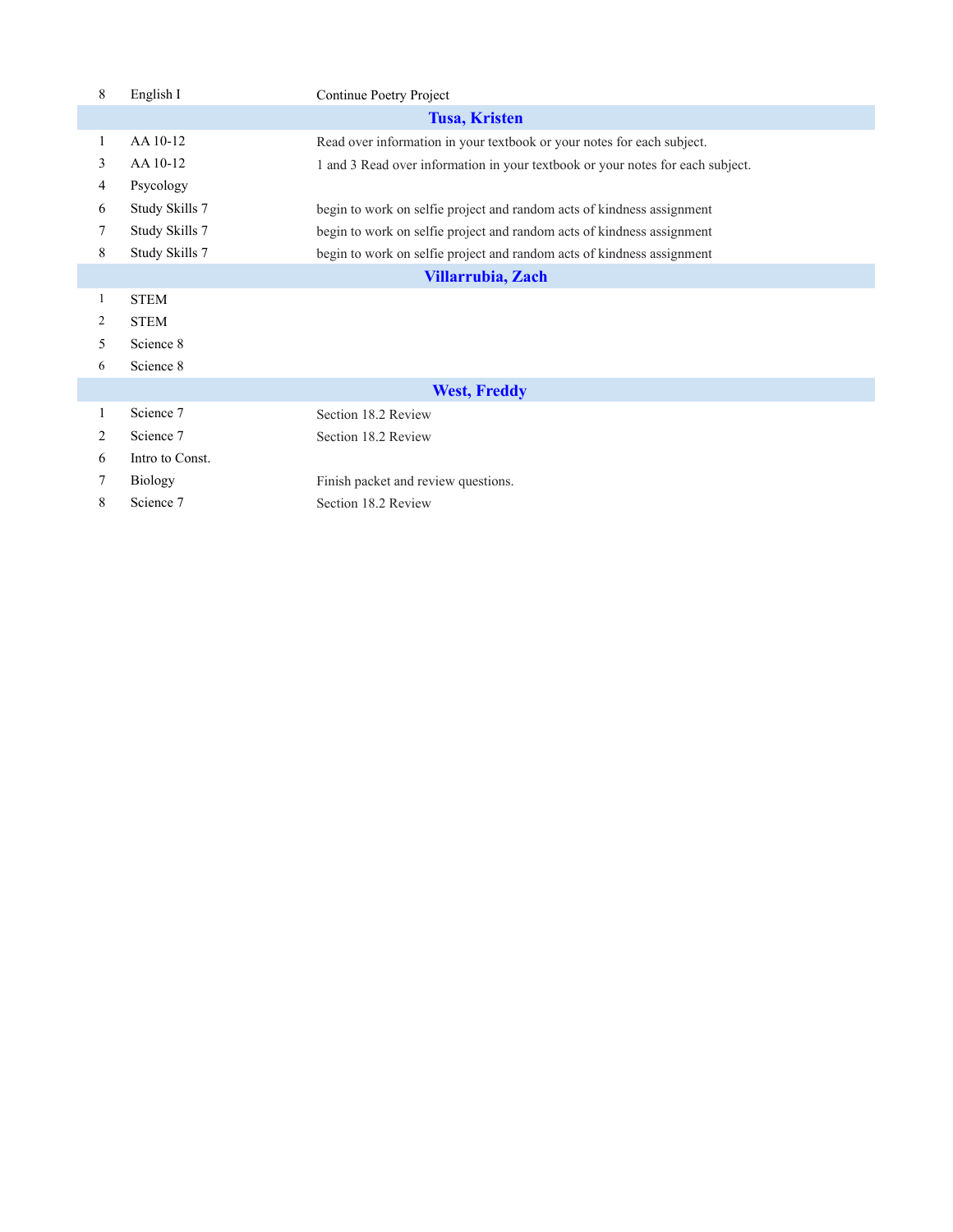| | | |
|---|---|---|
| 8 | English I | Continue Poetry Project |

## Tusa, Kristen

| | | |
|---|---|---|
| 1 | AA 10-12 | Read over information in your textbook or your notes for each subject. |
| 3 | AA 10-12 | 1 and 3 Read over information in your textbook or your notes for each subject. |
| 4 | Psycology | |
| 6 | Study Skills 7 | begin to work on selfie project and random acts of kindness assignment |
| 7 | Study Skills 7 | begin to work on selfie project and random acts of kindness assignment |
| 8 | Study Skills 7 | begin to work on selfie project and random acts of kindness assignment |

## Villarrubia, Zach

| | | |
|---|---|---|
| 1 | STEM | |
| 2 | STEM | |
| 5 | Science 8 | |
| 6 | Science 8 | |

## West, Freddy

| | | |
|---|---|---|
| 1 | Science 7 | Section 18.2 Review |
| 2 | Science 7 | Section 18.2 Review |
| 6 | Intro to Const. | |
| 7 | Biology | Finish packet and review questions. |
| 8 | Science 7 | Section 18.2 Review |